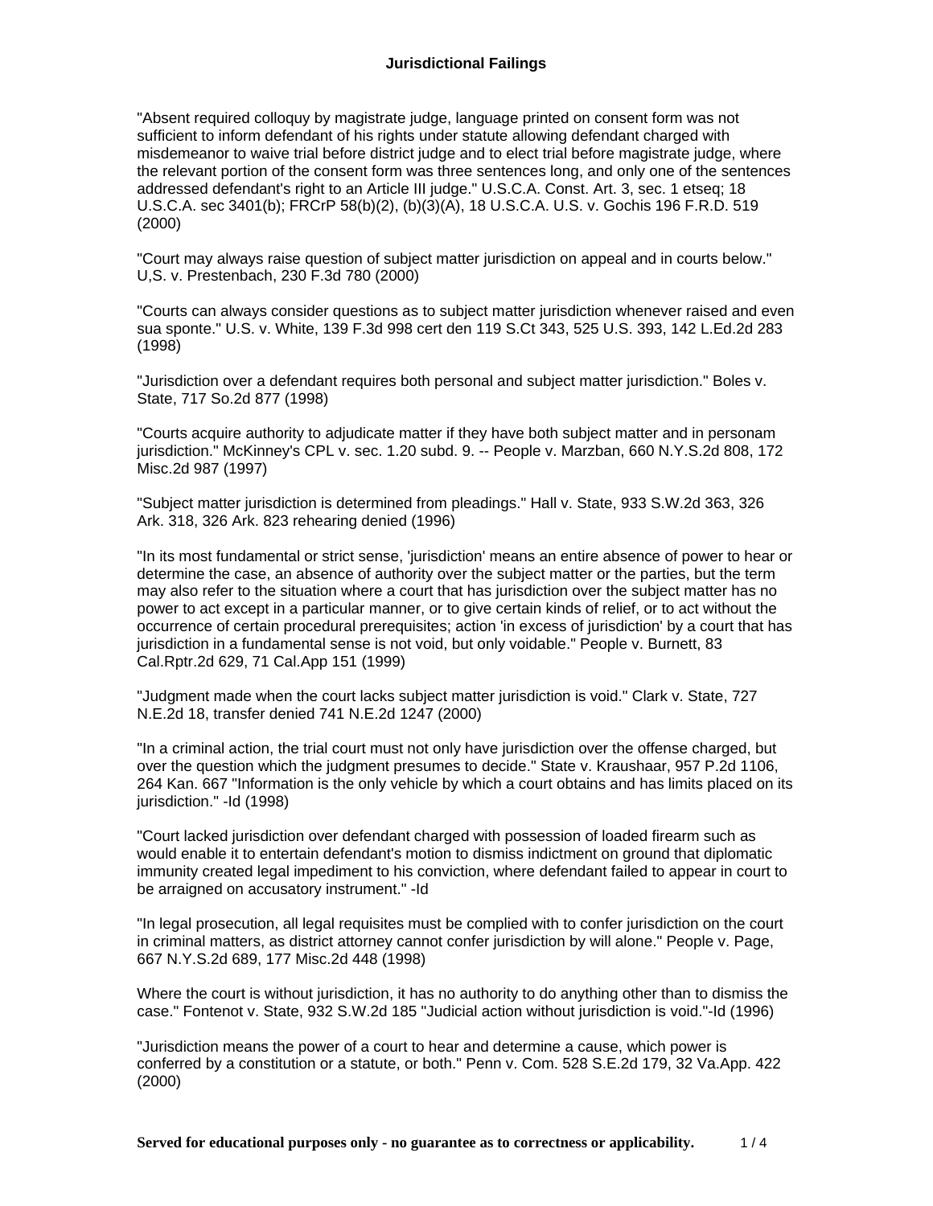# Jurisdictional Failings

"Absent required colloquy by magistrate judge, language printed on consent form was not sufficient to inform defendant of his rights under statute allowing defendant charged with misdemeanor to waive trial before district judge and to elect trial before magistrate judge, where the relevant portion of the consent form was three sentences long, and only one of the sentences addressed defendant's right to an Article III judge." U.S.C.A. Const. Art. 3, sec. 1 etseq; 18 U.S.C.A. sec 3401(b); FRCrP 58(b)(2), (b)(3)(A), 18 U.S.C.A. U.S. v. Gochis 196 F.R.D. 519 (2000)

"Court may always raise question of subject matter jurisdiction on appeal and in courts below." U,S. v. Prestenbach, 230 F.3d 780 (2000)

"Courts can always consider questions as to subject matter jurisdiction whenever raised and even sua sponte." U.S. v. White, 139 F.3d 998 cert den 119 S.Ct 343, 525 U.S. 393, 142 L.Ed.2d 283 (1998)

"Jurisdiction over a defendant requires both personal and subject matter jurisdiction." Boles v. State, 717 So.2d 877 (1998)

"Courts acquire authority to adjudicate matter if they have both subject matter and in personam jurisdiction." McKinney's CPL v. sec. 1.20 subd. 9. -- People v. Marzban, 660 N.Y.S.2d 808, 172 Misc.2d 987 (1997)

"Subject matter jurisdiction is determined from pleadings." Hall v. State, 933 S.W.2d 363, 326 Ark. 318, 326 Ark. 823 rehearing denied (1996)

"In its most fundamental or strict sense, 'jurisdiction' means an entire absence of power to hear or determine the case, an absence of authority over the subject matter or the parties, but the term may also refer to the situation where a court that has jurisdiction over the subject matter has no power to act except in a particular manner, or to give certain kinds of relief, or to act without the occurrence of certain procedural prerequisites; action 'in excess of jurisdiction' by a court that has jurisdiction in a fundamental sense is not void, but only voidable." People v. Burnett, 83 Cal.Rptr.2d 629, 71 Cal.App 151 (1999)

"Judgment made when the court lacks subject matter jurisdiction is void." Clark v. State, 727 N.E.2d 18, transfer denied 741 N.E.2d 1247 (2000)

"In a criminal action, the trial court must not only have jurisdiction over the offense charged, but over the question which the judgment presumes to decide." State v. Kraushaar, 957 P.2d 1106, 264 Kan. 667 "Information is the only vehicle by which a court obtains and has limits placed on its jurisdiction." -Id (1998)

"Court lacked jurisdiction over defendant charged with possession of loaded firearm such as would enable it to entertain defendant's motion to dismiss indictment on ground that diplomatic immunity created legal impediment to his conviction, where defendant failed to appear in court to be arraigned on accusatory instrument." -Id

"In legal prosecution, all legal requisites must be complied with to confer jurisdiction on the court in criminal matters, as district attorney cannot confer jurisdiction by will alone." People v. Page, 667 N.Y.S.2d 689, 177 Misc.2d 448 (1998)

Where the court is without jurisdiction, it has no authority to do anything other than to dismiss the case." Fontenot v. State, 932 S.W.2d 185 "Judicial action without jurisdiction is void."-Id (1996)

"Jurisdiction means the power of a court to hear and determine a cause, which power is conferred by a constitution or a statute, or both." Penn v. Com. 528 S.E.2d 179, 32 Va.App. 422 (2000)

**Served for educational purposes only - no guarantee as to correctness or applicability.**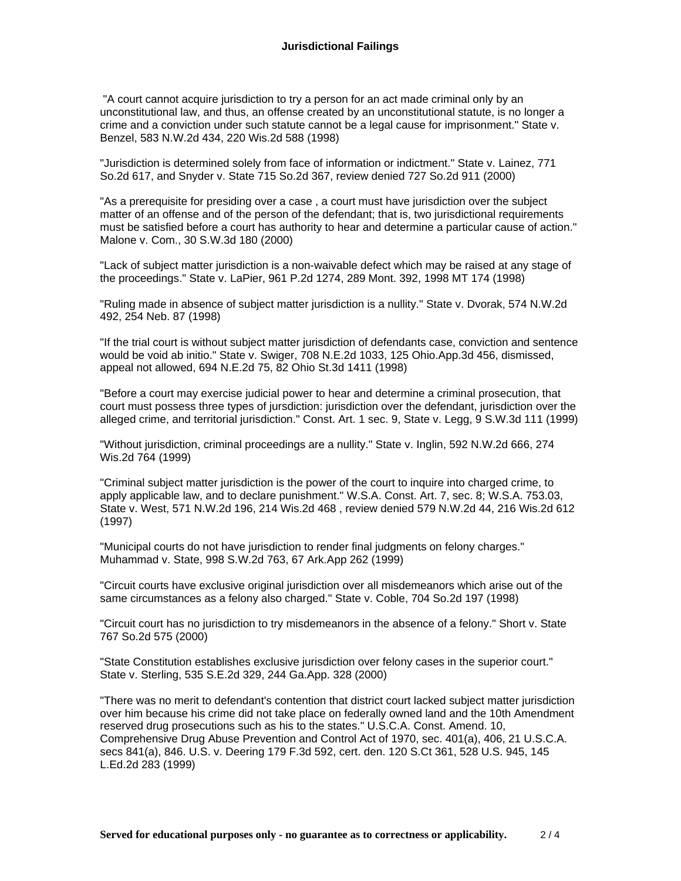## Jurisdictional Failings

"A court cannot acquire jurisdiction to try a person for an act made criminal only by an unconstitutional law, and thus, an offense created by an unconstitutional statute, is no longer a crime and a conviction under such statute cannot be a legal cause for imprisonment." State v. Benzel, 583 N.W.2d 434, 220 Wis.2d 588 (1998)

"Jurisdiction is determined solely from face of information or indictment." State v. Lainez, 771 So.2d 617, and Snyder v. State 715 So.2d 367, review denied 727 So.2d 911 (2000)

"As a prerequisite for presiding over a case , a court must have jurisdiction over the subject matter of an offense and of the person of the defendant; that is, two jurisdictional requirements must be satisfied before a court has authority to hear and determine a particular cause of action." Malone v. Com., 30 S.W.3d 180 (2000)

"Lack of subject matter jurisdiction is a non-waivable defect which may be raised at any stage of the proceedings." State v. LaPier, 961 P.2d 1274, 289 Mont. 392, 1998 MT 174 (1998)

"Ruling made in absence of subject matter jurisdiction is a nullity." State v. Dvorak, 574 N.W.2d 492, 254 Neb. 87 (1998)

"If the trial court is without subject matter jurisdiction of defendants case, conviction and sentence would be void ab initio." State v. Swiger, 708 N.E.2d 1033, 125 Ohio.App.3d 456, dismissed, appeal not allowed, 694 N.E.2d 75, 82 Ohio St.3d 1411 (1998)

"Before a court may exercise judicial power to hear and determine a criminal prosecution, that court must possess three types of jursdiction: jurisdiction over the defendant, jurisdiction over the alleged crime, and territorial jurisdiction." Const. Art. 1 sec. 9, State v. Legg, 9 S.W.3d 111 (1999)

"Without jurisdiction, criminal proceedings are a nullity." State v. Inglin, 592 N.W.2d 666, 274 Wis.2d 764 (1999)

"Criminal subject matter jurisdiction is the power of the court to inquire into charged crime, to apply applicable law, and to declare punishment." W.S.A. Const. Art. 7, sec. 8; W.S.A. 753.03, State v. West, 571 N.W.2d 196, 214 Wis.2d 468 , review denied 579 N.W.2d 44, 216 Wis.2d 612 (1997)

"Municipal courts do not have jurisdiction to render final judgments on felony charges." Muhammad v. State, 998 S.W.2d 763, 67 Ark.App 262 (1999)

"Circuit courts have exclusive original jurisdiction over all misdemeanors which arise out of the same circumstances as a felony also charged." State v. Coble, 704 So.2d 197 (1998)

"Circuit court has no jurisdiction to try misdemeanors in the absence of a felony." Short v. State 767 So.2d 575 (2000)

"State Constitution establishes exclusive jurisdiction over felony cases in the superior court." State v. Sterling, 535 S.E.2d 329, 244 Ga.App. 328 (2000)

"There was no merit to defendant's contention that district court lacked subject matter jurisdiction over him because his crime did not take place on federally owned land and the 10th Amendment reserved drug prosecutions such as his to the states." U.S.C.A. Const. Amend. 10, Comprehensive Drug Abuse Prevention and Control Act of 1970, sec. 401(a), 406, 21 U.S.C.A. secs 841(a), 846. U.S. v. Deering 179 F.3d 592, cert. den. 120 S.Ct 361, 528 U.S. 945, 145 L.Ed.2d 283 (1999)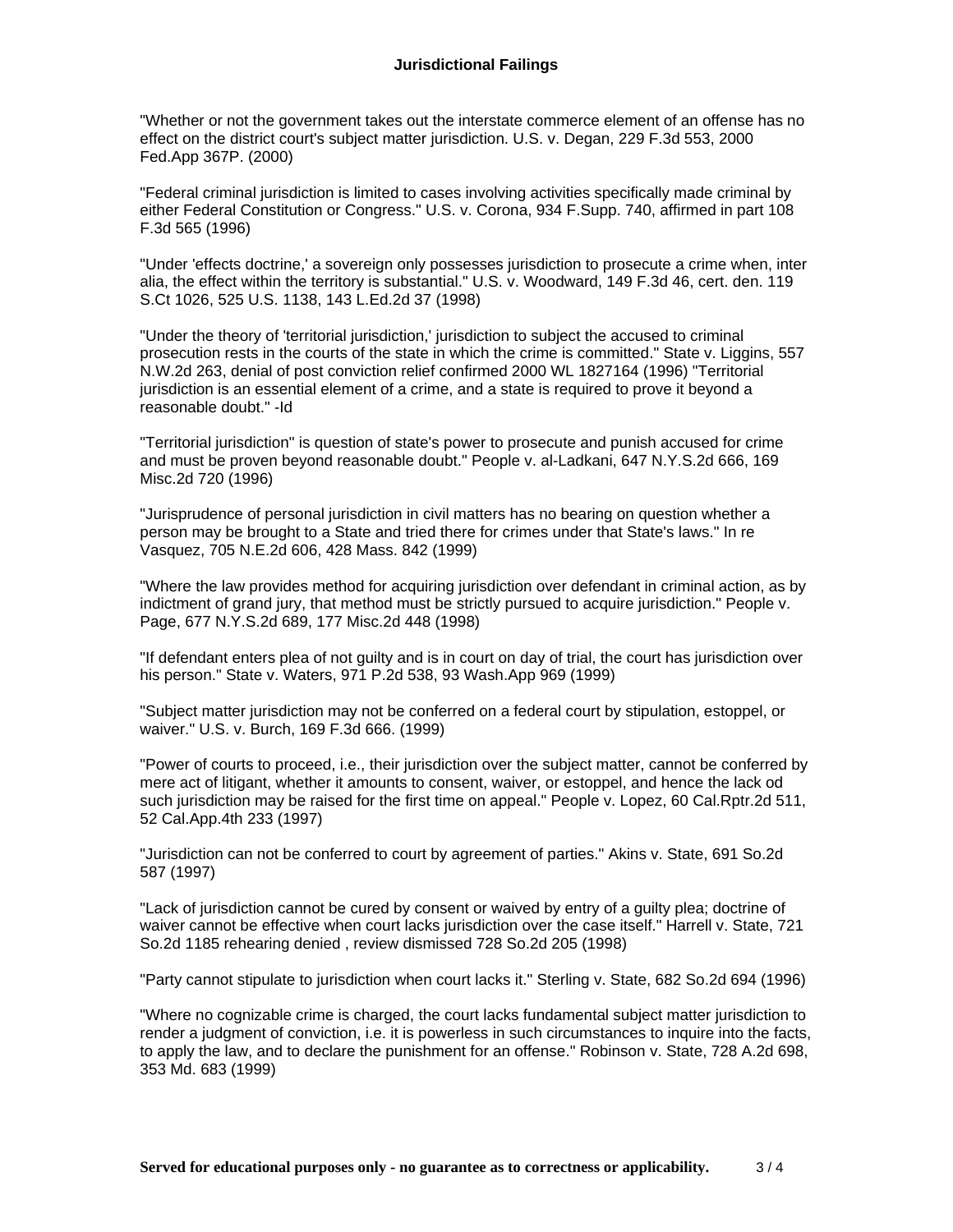**Jurisdictional Failings**

"Whether or not the government takes out the interstate commerce element of an offense has no effect on the district court's subject matter jurisdiction. U.S. v. Degan, 229 F.3d 553, 2000 Fed.App 367P. (2000)

"Federal criminal jurisdiction is limited to cases involving activities specifically made criminal by either Federal Constitution or Congress." U.S. v. Corona, 934 F.Supp. 740, affirmed in part 108 F.3d 565 (1996)

"Under 'effects doctrine,' a sovereign only possesses jurisdiction to prosecute a crime when, inter alia, the effect within the territory is substantial." U.S. v. Woodward, 149 F.3d 46, cert. den. 119 S.Ct 1026, 525 U.S. 1138, 143 L.Ed.2d 37 (1998)

"Under the theory of 'territorial jurisdiction,' jurisdiction to subject the accused to criminal prosecution rests in the courts of the state in which the crime is committed." State v. Liggins, 557 N.W.2d 263, denial of post conviction relief confirmed 2000 WL 1827164 (1996) "Territorial jurisdiction is an essential element of a crime, and a state is required to prove it beyond a reasonable doubt." -Id

"Territorial jurisdiction" is question of state's power to prosecute and punish accused for crime and must be proven beyond reasonable doubt." People v. al-Ladkani, 647 N.Y.S.2d 666, 169 Misc.2d 720 (1996)

"Jurisprudence of personal jurisdiction in civil matters has no bearing on question whether a person may be brought to a State and tried there for crimes under that State's laws." In re Vasquez, 705 N.E.2d 606, 428 Mass. 842 (1999)

"Where the law provides method for acquiring jurisdiction over defendant in criminal action, as by indictment of grand jury, that method must be strictly pursued to acquire jurisdiction." People v. Page, 677 N.Y.S.2d 689, 177 Misc.2d 448 (1998)

"If defendant enters plea of not guilty and is in court on day of trial, the court has jurisdiction over his person." State v. Waters, 971 P.2d 538, 93 Wash.App 969 (1999)

"Subject matter jurisdiction may not be conferred on a federal court by stipulation, estoppel, or waiver." U.S. v. Burch, 169 F.3d 666. (1999)

"Power of courts to proceed, i.e., their jurisdiction over the subject matter, cannot be conferred by mere act of litigant, whether it amounts to consent, waiver, or estoppel, and hence the lack od such jurisdiction may be raised for the first time on appeal." People v. Lopez, 60 Cal.Rptr.2d 511, 52 Cal.App.4th 233 (1997)

"Jurisdiction can not be conferred to court by agreement of parties." Akins v. State, 691 So.2d 587 (1997)

"Lack of jurisdiction cannot be cured by consent or waived by entry of a guilty plea; doctrine of waiver cannot be effective when court lacks jurisdiction over the case itself." Harrell v. State, 721 So.2d 1185 rehearing denied , review dismissed 728 So.2d 205 (1998)

"Party cannot stipulate to jurisdiction when court lacks it." Sterling v. State, 682 So.2d 694 (1996)

"Where no cognizable crime is charged, the court lacks fundamental subject matter jurisdiction to render a judgment of conviction, i.e. it is powerless in such circumstances to inquire into the facts, to apply the law, and to declare the punishment for an offense." Robinson v. State, 728 A.2d 698, 353 Md. 683 (1999)

**Served for educational purposes only - no guarantee as to correctness or applicability.**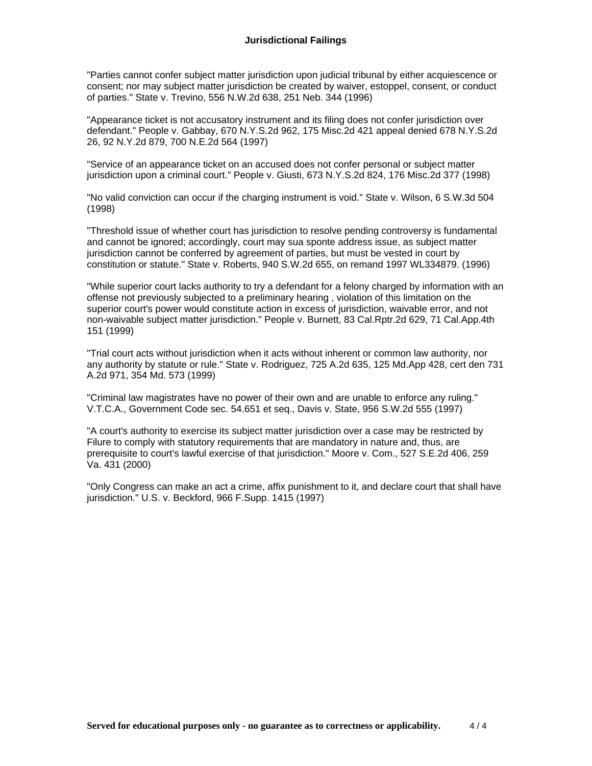**Jurisdictional Failings**

"Parties cannot confer subject matter jurisdiction upon judicial tribunal by either acquiescence or consent; nor may subject matter jurisdiction be created by waiver, estoppel, consent, or conduct of parties." State v. Trevino, 556 N.W.2d 638, 251 Neb. 344 (1996)

"Appearance ticket is not accusatory instrument and its filing does not confer jurisdiction over defendant." People v. Gabbay, 670 N.Y.S.2d 962, 175 Misc.2d 421 appeal denied 678 N.Y.S.2d 26, 92 N.Y.2d 879, 700 N.E.2d 564 (1997)

"Service of an appearance ticket on an accused does not confer personal or subject matter jurisdiction upon a criminal court." People v. Giusti, 673 N.Y.S.2d 824, 176 Misc.2d 377 (1998)

"No valid conviction can occur if the charging instrument is void." State v. Wilson, 6 S.W.3d 504 (1998)

"Threshold issue of whether court has jurisdiction to resolve pending controversy is fundamental and cannot be ignored; accordingly, court may sua sponte address issue, as subject matter jurisdiction cannot be conferred by agreement of parties, but must be vested in court by constitution or statute." State v. Roberts, 940 S.W.2d 655, on remand 1997 WL334879. (1996)

"While superior court lacks authority to try a defendant for a felony charged by information with an offense not previously subjected to a preliminary hearing , violation of this limitation on the superior court's power would constitute action in excess of jurisdiction, waivable error, and not non-waivable subject matter jurisdiction." People v. Burnett, 83 Cal.Rptr.2d 629, 71 Cal.App.4th 151 (1999)

"Trial court acts without jurisdiction when it acts without inherent or common law authority, nor any authority by statute or rule." State v. Rodriguez, 725 A.2d 635, 125 Md.App 428, cert den 731 A.2d 971, 354 Md. 573 (1999)

"Criminal law magistrates have no power of their own and are unable to enforce any ruling." V.T.C.A., Government Code sec. 54.651 et seq., Davis v. State, 956 S.W.2d 555 (1997)

"A court's authority to exercise its subject matter jurisdiction over a case may be restricted by Filure to comply with statutory requirements that are mandatory in nature and, thus, are prerequisite to court's lawful exercise of that jurisdiction." Moore v. Com., 527 S.E.2d 406, 259 Va. 431 (2000)

"Only Congress can make an act a crime, affix punishment to it, and declare court that shall have jurisdiction." U.S. v. Beckford, 966 F.Supp. 1415 (1997)

**Served for educational purposes only - no guarantee as to correctness or applicability.**